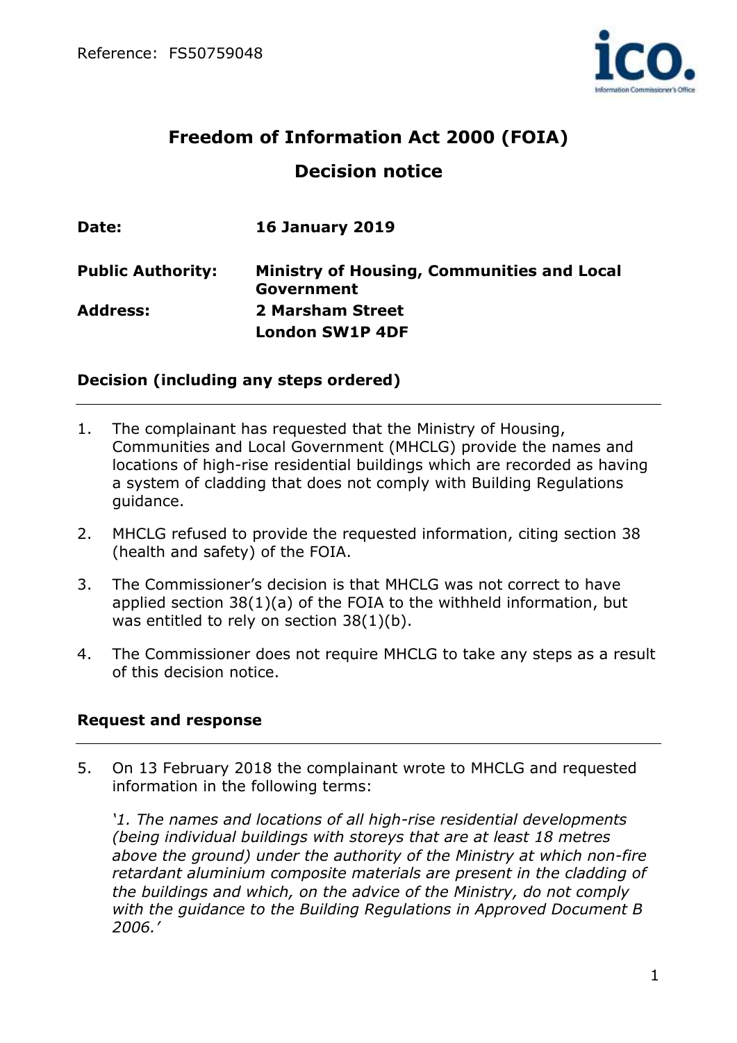# Freedom of Information Act 2000 (FOIA)

## Decision notice

| | |
|---|---|
| **Date:** | **16 January 2019** |
| **Public Authority:** | **Ministry of Housing, Communities and Local Government** |
| **Address:** | **2 Marsham Street<br>London SW1P 4DF** |

### Decision (including any steps ordered)

1. The complainant has requested that the Ministry of Housing, Communities and Local Government (MHCLG) provide the names and locations of high-rise residential buildings which are recorded as having a system of cladding that does not comply with Building Regulations guidance.

2. MHCLG refused to provide the requested information, citing section 38 (health and safety) of the FOIA.

3. The Commissioner's decision is that MHCLG was not correct to have applied section 38(1)(a) of the FOIA to the withheld information, but was entitled to rely on section 38(1)(b).

4. The Commissioner does not require MHCLG to take any steps as a result of this decision notice.

### Request and response

5. On 13 February 2018 the complainant wrote to MHCLG and requested information in the following terms:

   *'1. The names and locations of all high-rise residential developments (being individual buildings with storeys that are at least 18 metres above the ground) under the authority of the Ministry at which non-fire retardant aluminium composite materials are present in the cladding of the buildings and which, on the advice of the Ministry, do not comply with the guidance to the Building Regulations in Approved Document B 2006.'*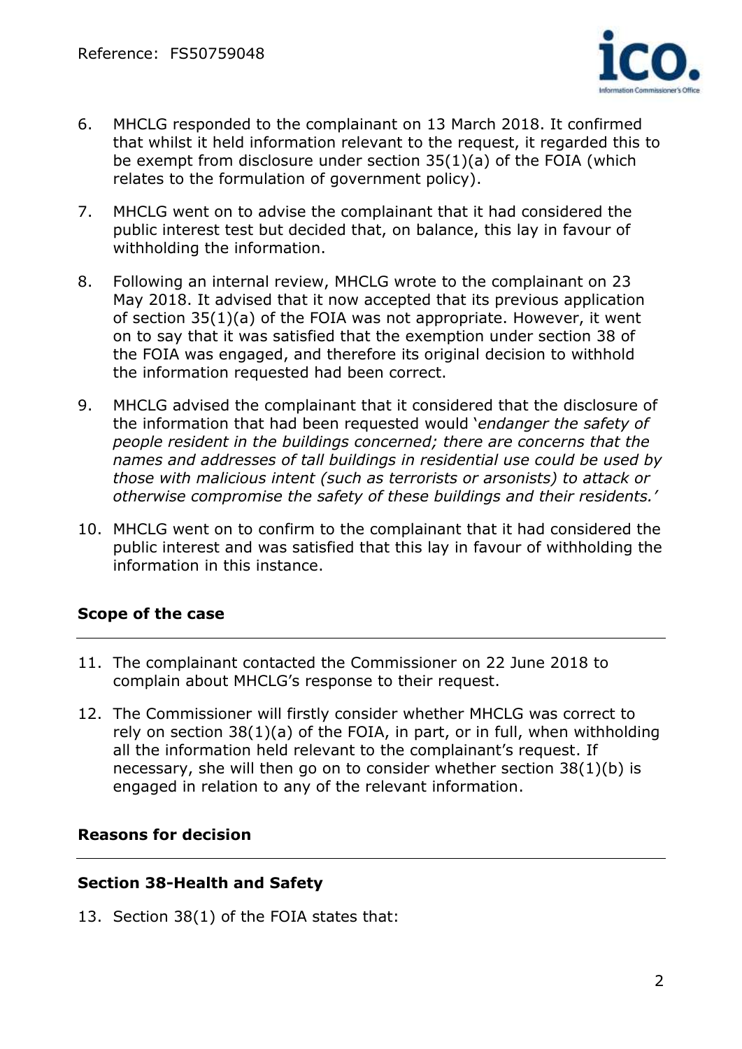6. MHCLG responded to the complainant on 13 March 2018. It confirmed that whilst it held information relevant to the request, it regarded this to be exempt from disclosure under section 35(1)(a) of the FOIA (which relates to the formulation of government policy).

7. MHCLG went on to advise the complainant that it had considered the public interest test but decided that, on balance, this lay in favour of withholding the information.

8. Following an internal review, MHCLG wrote to the complainant on 23 May 2018. It advised that it now accepted that its previous application of section 35(1)(a) of the FOIA was not appropriate. However, it went on to say that it was satisfied that the exemption under section 38 of the FOIA was engaged, and therefore its original decision to withhold the information requested had been correct.

9. MHCLG advised the complainant that it considered that the disclosure of the information that had been requested would '*endanger the safety of people resident in the buildings concerned; there are concerns that the names and addresses of tall buildings in residential use could be used by those with malicious intent (such as terrorists or arsonists) to attack or otherwise compromise the safety of these buildings and their residents.*'

10. MHCLG went on to confirm to the complainant that it had considered the public interest and was satisfied that this lay in favour of withholding the information in this instance.

## **Scope of the case**

11. The complainant contacted the Commissioner on 22 June 2018 to complain about MHCLG's response to their request.

12. The Commissioner will firstly consider whether MHCLG was correct to rely on section 38(1)(a) of the FOIA, in part, or in full, when withholding all the information held relevant to the complainant's request. If necessary, she will then go on to consider whether section 38(1)(b) is engaged in relation to any of the relevant information.

## **Reasons for decision**

### **Section 38-Health and Safety**

13. Section 38(1) of the FOIA states that: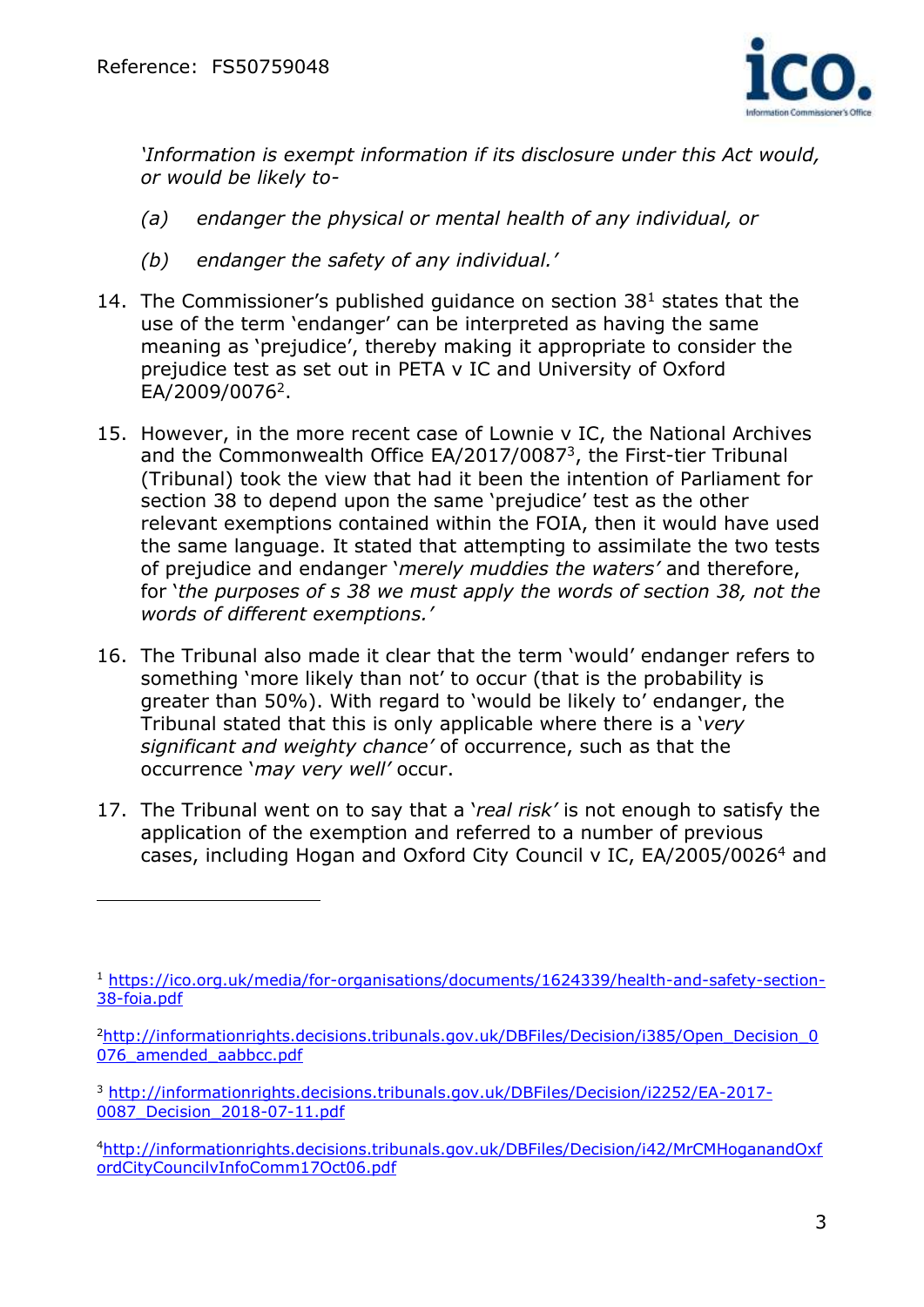*'Information is exempt information if its disclosure under this Act would, or would be likely to-*

*(a) endanger the physical or mental health of any individual, or*

*(b) endanger the safety of any individual.'*

14. The Commissioner's published guidance on section 38[1] states that the use of the term 'endanger' can be interpreted as having the same meaning as 'prejudice', thereby making it appropriate to consider the prejudice test as set out in PETA v IC and University of Oxford EA/2009/0076[2].

15. However, in the more recent case of Lownie v IC, the National Archives and the Commonwealth Office EA/2017/0087[3], the First-tier Tribunal (Tribunal) took the view that had it been the intention of Parliament for section 38 to depend upon the same 'prejudice' test as the other relevant exemptions contained within the FOIA, then it would have used the same language. It stated that attempting to assimilate the two tests of prejudice and endanger '*merely muddies the waters'* and therefore, for '*the purposes of s 38 we must apply the words of section 38, not the words of different exemptions.'*

16. The Tribunal also made it clear that the term 'would' endanger refers to something 'more likely than not' to occur (that is the probability is greater than 50%). With regard to 'would be likely to' endanger, the Tribunal stated that this is only applicable where there is a '*very significant and weighty chance'* of occurrence, such as that the occurrence '*may very well'* occur.

17. The Tribunal went on to say that a '*real risk'* is not enough to satisfy the application of the exemption and referred to a number of previous cases, including Hogan and Oxford City Council v IC, EA/2005/0026[4] and

---

[1] https://ico.org.uk/media/for-organisations/documents/1624339/health-and-safety-section-38-foia.pdf

[2] http://informationrights.decisions.tribunals.gov.uk/DBFiles/Decision/i385/Open_Decision_0076_amended_aabbcc.pdf

[3] http://informationrights.decisions.tribunals.gov.uk/DBFiles/Decision/i2252/EA-2017-0087_Decision_2018-07-11.pdf

[4] http://informationrights.decisions.tribunals.gov.uk/DBFiles/Decision/i42/MrCMHoganandOxfordCityCouncilvInfoComm17Oct06.pdf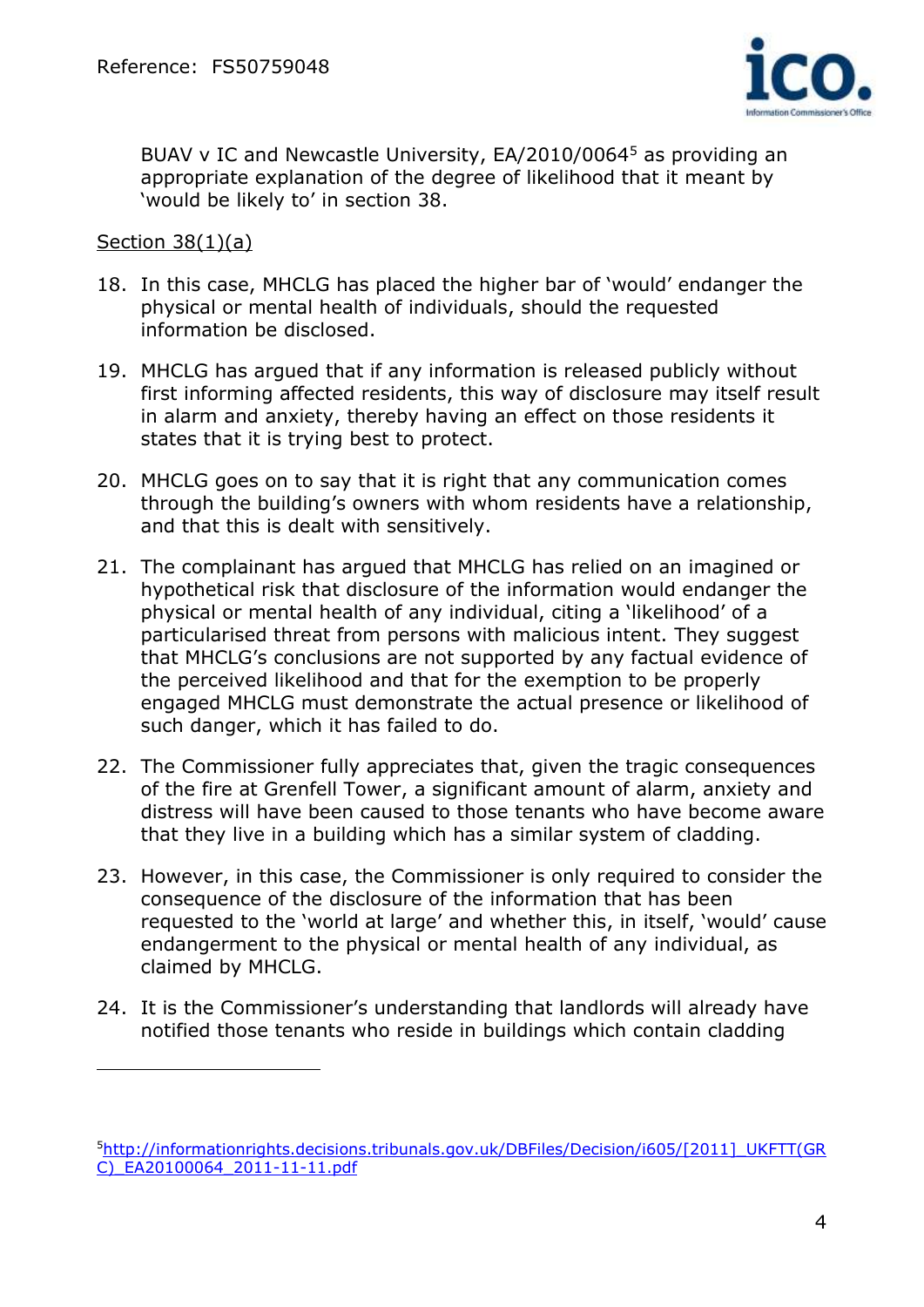BUAV v IC and Newcastle University, EA/2010/0064[5] as providing an appropriate explanation of the degree of likelihood that it meant by 'would be likely to' in section 38.

Section 38(1)(a)

18. In this case, MHCLG has placed the higher bar of 'would' endanger the physical or mental health of individuals, should the requested information be disclosed.

19. MHCLG has argued that if any information is released publicly without first informing affected residents, this way of disclosure may itself result in alarm and anxiety, thereby having an effect on those residents it states that it is trying best to protect.

20. MHCLG goes on to say that it is right that any communication comes through the building's owners with whom residents have a relationship, and that this is dealt with sensitively.

21. The complainant has argued that MHCLG has relied on an imagined or hypothetical risk that disclosure of the information would endanger the physical or mental health of any individual, citing a 'likelihood' of a particularised threat from persons with malicious intent. They suggest that MHCLG's conclusions are not supported by any factual evidence of the perceived likelihood and that for the exemption to be properly engaged MHCLG must demonstrate the actual presence or likelihood of such danger, which it has failed to do.

22. The Commissioner fully appreciates that, given the tragic consequences of the fire at Grenfell Tower, a significant amount of alarm, anxiety and distress will have been caused to those tenants who have become aware that they live in a building which has a similar system of cladding.

23. However, in this case, the Commissioner is only required to consider the consequence of the disclosure of the information that has been requested to the 'world at large' and whether this, in itself, 'would' cause endangerment to the physical or mental health of any individual, as claimed by MHCLG.

24. It is the Commissioner's understanding that landlords will already have notified those tenants who reside in buildings which contain cladding

---

[5] http://informationrights.decisions.tribunals.gov.uk/DBFiles/Decision/i605/[2011]_UKFTT(GRC)_EA20100064_2011-11-11.pdf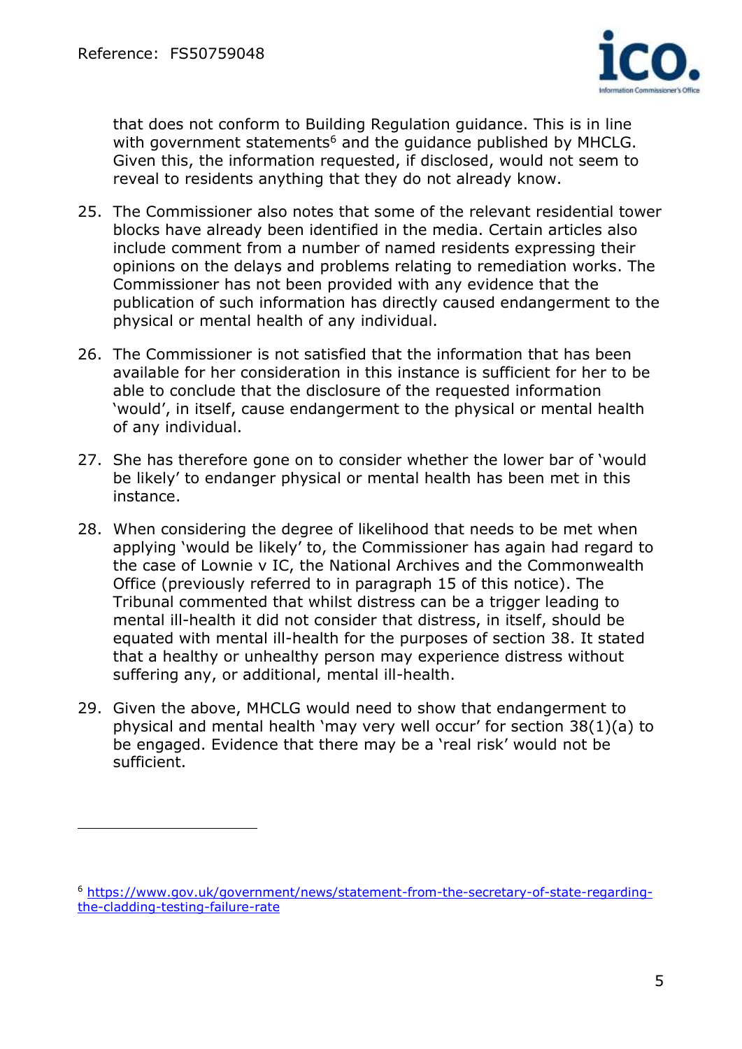that does not conform to Building Regulation guidance. This is in line with government statements[6] and the guidance published by MHCLG. Given this, the information requested, if disclosed, would not seem to reveal to residents anything that they do not already know.

25. The Commissioner also notes that some of the relevant residential tower blocks have already been identified in the media. Certain articles also include comment from a number of named residents expressing their opinions on the delays and problems relating to remediation works. The Commissioner has not been provided with any evidence that the publication of such information has directly caused endangerment to the physical or mental health of any individual.

26. The Commissioner is not satisfied that the information that has been available for her consideration in this instance is sufficient for her to be able to conclude that the disclosure of the requested information 'would', in itself, cause endangerment to the physical or mental health of any individual.

27. She has therefore gone on to consider whether the lower bar of 'would be likely' to endanger physical or mental health has been met in this instance.

28. When considering the degree of likelihood that needs to be met when applying 'would be likely' to, the Commissioner has again had regard to the case of Lownie v IC, the National Archives and the Commonwealth Office (previously referred to in paragraph 15 of this notice). The Tribunal commented that whilst distress can be a trigger leading to mental ill-health it did not consider that distress, in itself, should be equated with mental ill-health for the purposes of section 38. It stated that a healthy or unhealthy person may experience distress without suffering any, or additional, mental ill-health.

29. Given the above, MHCLG would need to show that endangerment to physical and mental health 'may very well occur' for section 38(1)(a) to be engaged. Evidence that there may be a 'real risk' would not be sufficient.

---

[6] https://www.gov.uk/government/news/statement-from-the-secretary-of-state-regarding-the-cladding-testing-failure-rate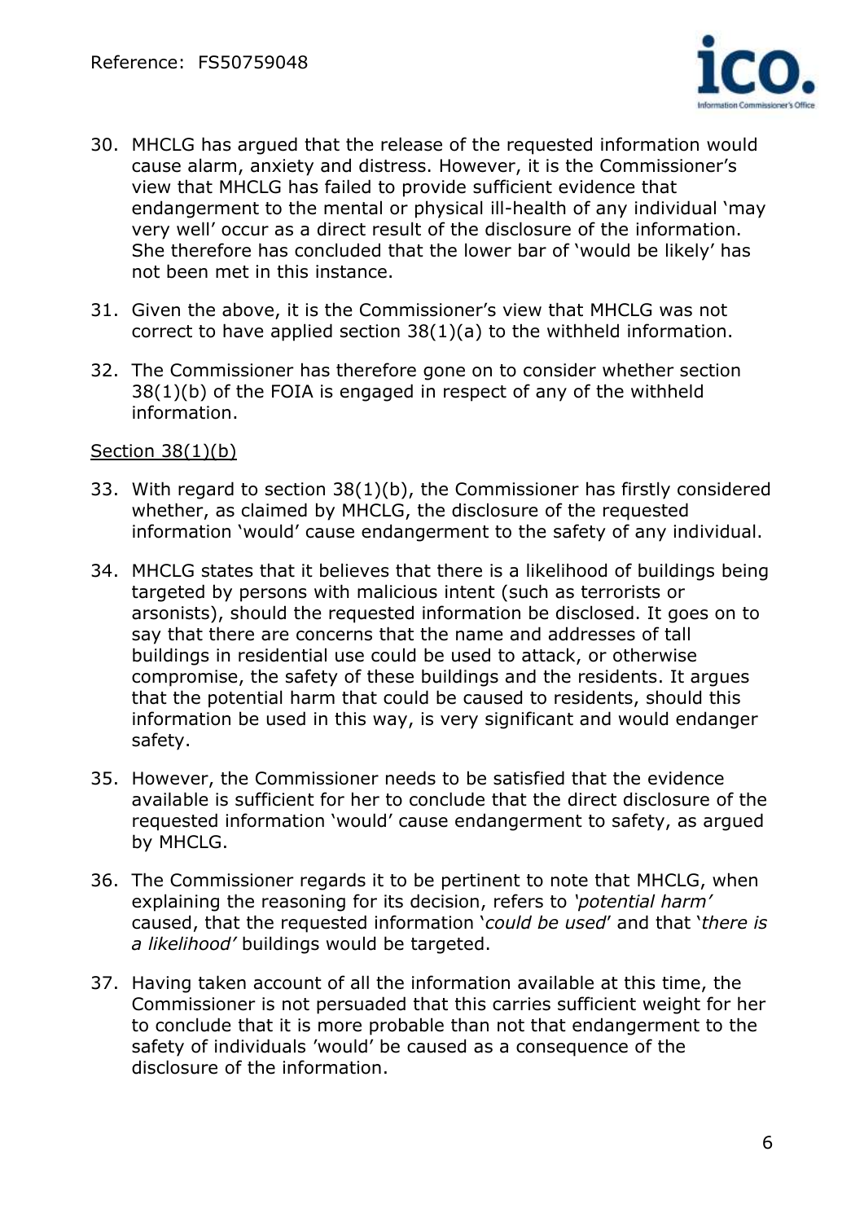30. MHCLG has argued that the release of the requested information would cause alarm, anxiety and distress. However, it is the Commissioner's view that MHCLG has failed to provide sufficient evidence that endangerment to the mental or physical ill-health of any individual 'may very well' occur as a direct result of the disclosure of the information. She therefore has concluded that the lower bar of 'would be likely' has not been met in this instance.

31. Given the above, it is the Commissioner's view that MHCLG was not correct to have applied section 38(1)(a) to the withheld information.

32. The Commissioner has therefore gone on to consider whether section 38(1)(b) of the FOIA is engaged in respect of any of the withheld information.

<u>Section 38(1)(b)</u>

33. With regard to section 38(1)(b), the Commissioner has firstly considered whether, as claimed by MHCLG, the disclosure of the requested information 'would' cause endangerment to the safety of any individual.

34. MHCLG states that it believes that there is a likelihood of buildings being targeted by persons with malicious intent (such as terrorists or arsonists), should the requested information be disclosed. It goes on to say that there are concerns that the name and addresses of tall buildings in residential use could be used to attack, or otherwise compromise, the safety of these buildings and the residents. It argues that the potential harm that could be caused to residents, should this information be used in this way, is very significant and would endanger safety.

35. However, the Commissioner needs to be satisfied that the evidence available is sufficient for her to conclude that the direct disclosure of the requested information 'would' cause endangerment to safety, as argued by MHCLG.

36. The Commissioner regards it to be pertinent to note that MHCLG, when explaining the reasoning for its decision, refers to *'potential harm'* caused, that the requested information '*could be used*' and that '*there is a likelihood'* buildings would be targeted.

37. Having taken account of all the information available at this time, the Commissioner is not persuaded that this carries sufficient weight for her to conclude that it is more probable than not that endangerment to the safety of individuals 'would' be caused as a consequence of the disclosure of the information.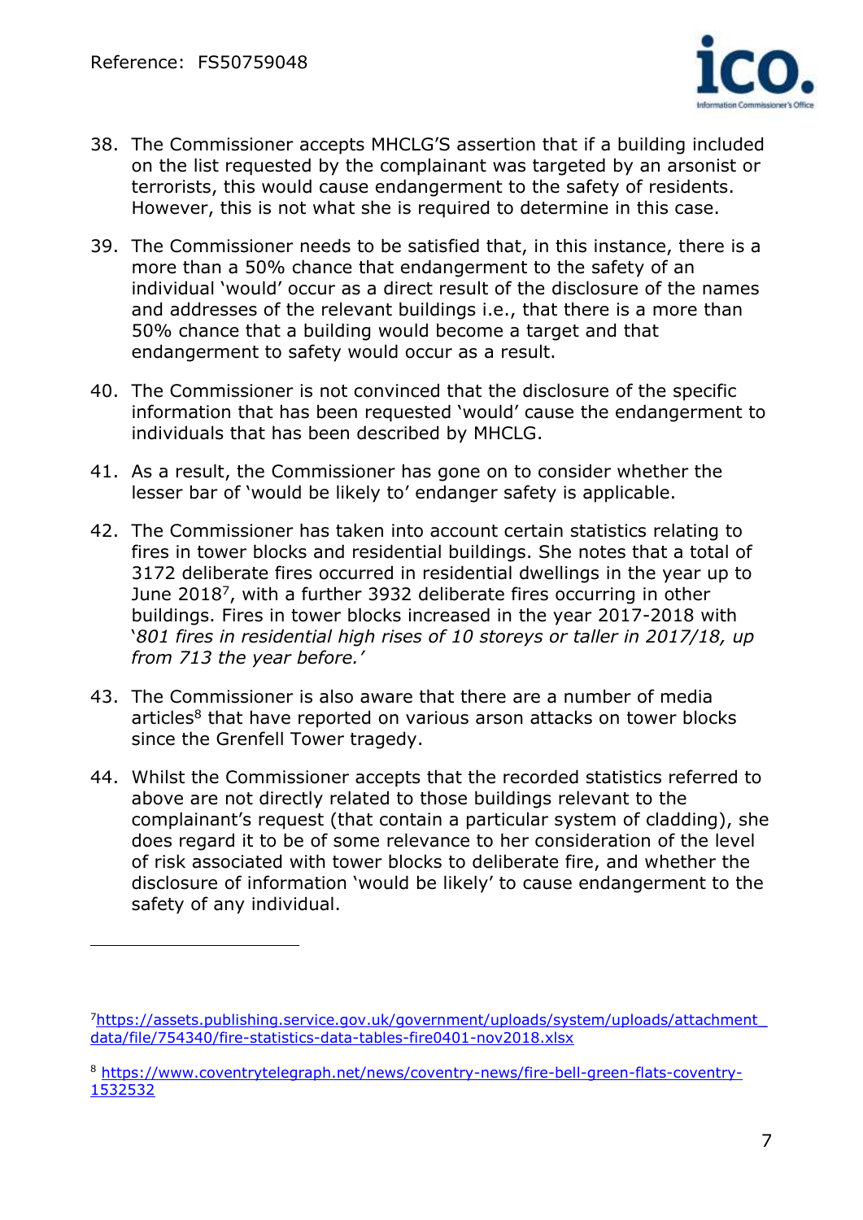38. The Commissioner accepts MHCLG'S assertion that if a building included on the list requested by the complainant was targeted by an arsonist or terrorists, this would cause endangerment to the safety of residents. However, this is not what she is required to determine in this case.

39. The Commissioner needs to be satisfied that, in this instance, there is a more than a 50% chance that endangerment to the safety of an individual 'would' occur as a direct result of the disclosure of the names and addresses of the relevant buildings i.e., that there is a more than 50% chance that a building would become a target and that endangerment to safety would occur as a result.

40. The Commissioner is not convinced that the disclosure of the specific information that has been requested 'would' cause the endangerment to individuals that has been described by MHCLG.

41. As a result, the Commissioner has gone on to consider whether the lesser bar of 'would be likely to' endanger safety is applicable.

42. The Commissioner has taken into account certain statistics relating to fires in tower blocks and residential buildings. She notes that a total of 3172 deliberate fires occurred in residential dwellings in the year up to June 2018[7], with a further 3932 deliberate fires occurring in other buildings. Fires in tower blocks increased in the year 2017-2018 with '*801 fires in residential high rises of 10 storeys or taller in 2017/18, up from 713 the year before.*'

43. The Commissioner is also aware that there are a number of media articles[8] that have reported on various arson attacks on tower blocks since the Grenfell Tower tragedy.

44. Whilst the Commissioner accepts that the recorded statistics referred to above are not directly related to those buildings relevant to the complainant's request (that contain a particular system of cladding), she does regard it to be of some relevance to her consideration of the level of risk associated with tower blocks to deliberate fire, and whether the disclosure of information 'would be likely' to cause endangerment to the safety of any individual.

---

[7] https://assets.publishing.service.gov.uk/government/uploads/system/uploads/attachment_data/file/754340/fire-statistics-data-tables-fire0401-nov2018.xlsx

[8] https://www.coventrytelegraph.net/news/coventry-news/fire-bell-green-flats-coventry-1532532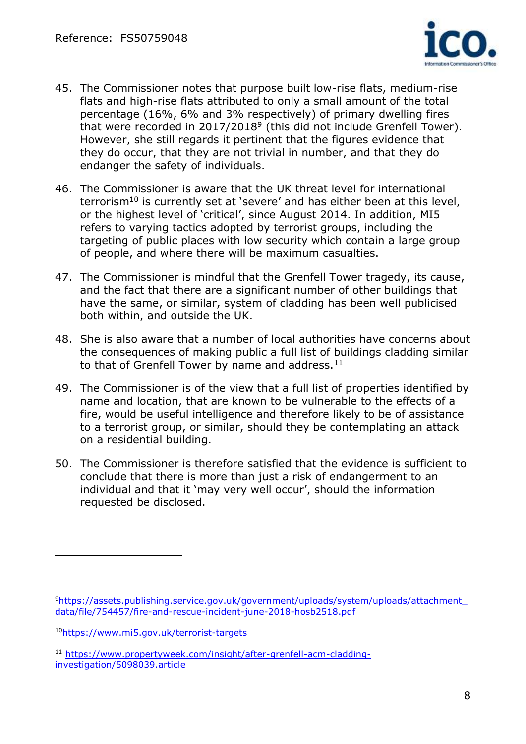45. The Commissioner notes that purpose built low-rise flats, medium-rise flats and high-rise flats attributed to only a small amount of the total percentage (16%, 6% and 3% respectively) of primary dwelling fires that were recorded in 2017/2018[9] (this did not include Grenfell Tower). However, she still regards it pertinent that the figures evidence that they do occur, that they are not trivial in number, and that they do endanger the safety of individuals.

46. The Commissioner is aware that the UK threat level for international terrorism[10] is currently set at 'severe' and has either been at this level, or the highest level of 'critical', since August 2014. In addition, MI5 refers to varying tactics adopted by terrorist groups, including the targeting of public places with low security which contain a large group of people, and where there will be maximum casualties.

47. The Commissioner is mindful that the Grenfell Tower tragedy, its cause, and the fact that there are a significant number of other buildings that have the same, or similar, system of cladding has been well publicised both within, and outside the UK.

48. She is also aware that a number of local authorities have concerns about the consequences of making public a full list of buildings cladding similar to that of Grenfell Tower by name and address.[11]

49. The Commissioner is of the view that a full list of properties identified by name and location, that are known to be vulnerable to the effects of a fire, would be useful intelligence and therefore likely to be of assistance to a terrorist group, or similar, should they be contemplating an attack on a residential building.

50. The Commissioner is therefore satisfied that the evidence is sufficient to conclude that there is more than just a risk of endangerment to an individual and that it 'may very well occur', should the information requested be disclosed.

---

[9] https://assets.publishing.service.gov.uk/government/uploads/system/uploads/attachment_data/file/754457/fire-and-rescue-incident-june-2018-hosb2518.pdf

[10] https://www.mi5.gov.uk/terrorist-targets

[11] https://www.propertyweek.com/insight/after-grenfell-acm-cladding-investigation/5098039.article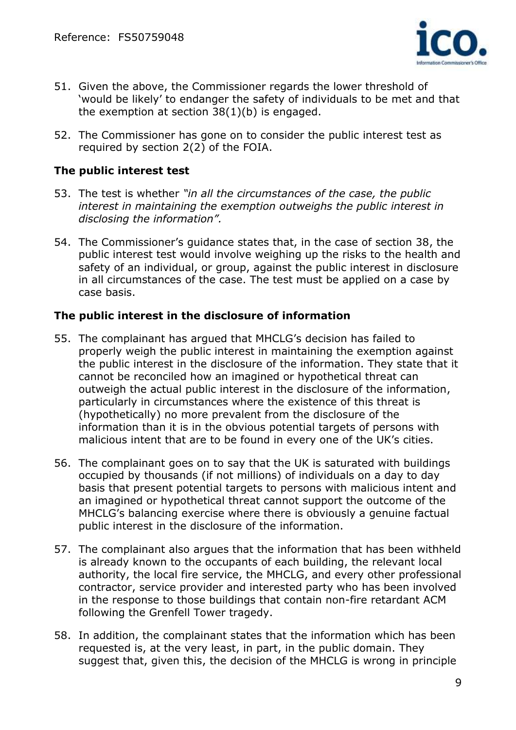51. Given the above, the Commissioner regards the lower threshold of 'would be likely' to endanger the safety of individuals to be met and that the exemption at section 38(1)(b) is engaged.

52. The Commissioner has gone on to consider the public interest test as required by section 2(2) of the FOIA.

### The public interest test

53. The test is whether *"in all the circumstances of the case, the public interest in maintaining the exemption outweighs the public interest in disclosing the information".*

54. The Commissioner's guidance states that, in the case of section 38, the public interest test would involve weighing up the risks to the health and safety of an individual, or group, against the public interest in disclosure in all circumstances of the case. The test must be applied on a case by case basis.

### The public interest in the disclosure of information

55. The complainant has argued that MHCLG's decision has failed to properly weigh the public interest in maintaining the exemption against the public interest in the disclosure of the information. They state that it cannot be reconciled how an imagined or hypothetical threat can outweigh the actual public interest in the disclosure of the information, particularly in circumstances where the existence of this threat is (hypothetically) no more prevalent from the disclosure of the information than it is in the obvious potential targets of persons with malicious intent that are to be found in every one of the UK's cities.

56. The complainant goes on to say that the UK is saturated with buildings occupied by thousands (if not millions) of individuals on a day to day basis that present potential targets to persons with malicious intent and an imagined or hypothetical threat cannot support the outcome of the MHCLG's balancing exercise where there is obviously a genuine factual public interest in the disclosure of the information.

57. The complainant also argues that the information that has been withheld is already known to the occupants of each building, the relevant local authority, the local fire service, the MHCLG, and every other professional contractor, service provider and interested party who has been involved in the response to those buildings that contain non-fire retardant ACM following the Grenfell Tower tragedy.

58. In addition, the complainant states that the information which has been requested is, at the very least, in part, in the public domain. They suggest that, given this, the decision of the MHCLG is wrong in principle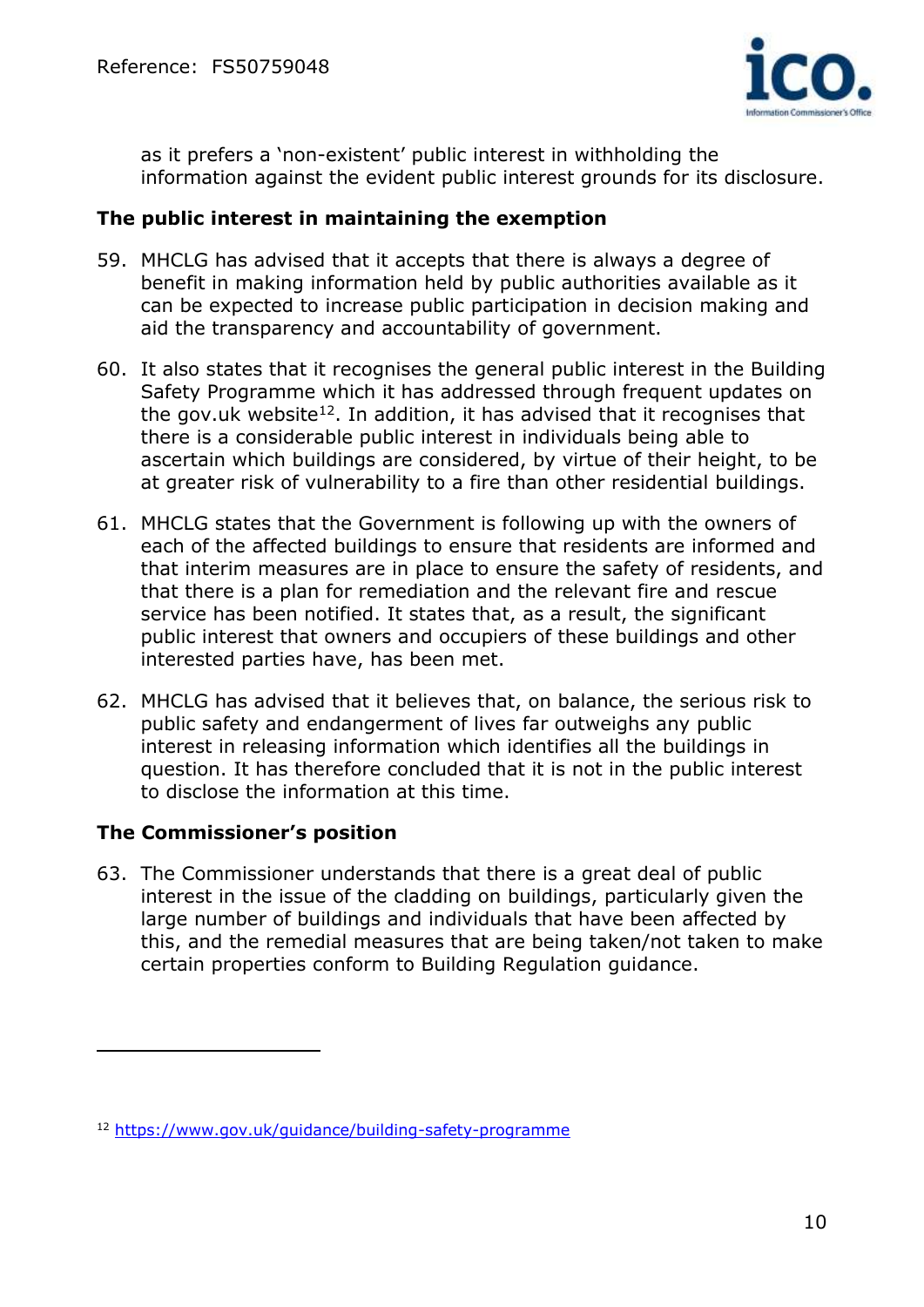as it prefers a 'non-existent' public interest in withholding the information against the evident public interest grounds for its disclosure.

**The public interest in maintaining the exemption**

59. MHCLG has advised that it accepts that there is always a degree of benefit in making information held by public authorities available as it can be expected to increase public participation in decision making and aid the transparency and accountability of government.

60. It also states that it recognises the general public interest in the Building Safety Programme which it has addressed through frequent updates on the gov.uk website[12]. In addition, it has advised that it recognises that there is a considerable public interest in individuals being able to ascertain which buildings are considered, by virtue of their height, to be at greater risk of vulnerability to a fire than other residential buildings.

61. MHCLG states that the Government is following up with the owners of each of the affected buildings to ensure that residents are informed and that interim measures are in place to ensure the safety of residents, and that there is a plan for remediation and the relevant fire and rescue service has been notified. It states that, as a result, the significant public interest that owners and occupiers of these buildings and other interested parties have, has been met.

62. MHCLG has advised that it believes that, on balance, the serious risk to public safety and endangerment of lives far outweighs any public interest in releasing information which identifies all the buildings in question. It has therefore concluded that it is not in the public interest to disclose the information at this time.

**The Commissioner's position**

63. The Commissioner understands that there is a great deal of public interest in the issue of the cladding on buildings, particularly given the large number of buildings and individuals that have been affected by this, and the remedial measures that are being taken/not taken to make certain properties conform to Building Regulation guidance.

---

[12] https://www.gov.uk/guidance/building-safety-programme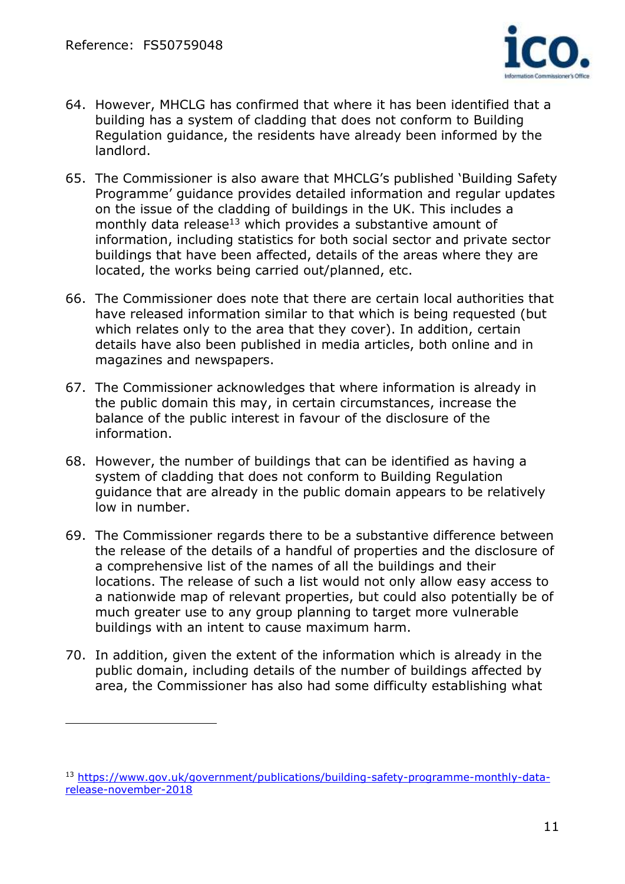64. However, MHCLG has confirmed that where it has been identified that a building has a system of cladding that does not conform to Building Regulation guidance, the residents have already been informed by the landlord.

65. The Commissioner is also aware that MHCLG's published 'Building Safety Programme' guidance provides detailed information and regular updates on the issue of the cladding of buildings in the UK. This includes a monthly data release[13] which provides a substantive amount of information, including statistics for both social sector and private sector buildings that have been affected, details of the areas where they are located, the works being carried out/planned, etc.

66. The Commissioner does note that there are certain local authorities that have released information similar to that which is being requested (but which relates only to the area that they cover). In addition, certain details have also been published in media articles, both online and in magazines and newspapers.

67. The Commissioner acknowledges that where information is already in the public domain this may, in certain circumstances, increase the balance of the public interest in favour of the disclosure of the information.

68. However, the number of buildings that can be identified as having a system of cladding that does not conform to Building Regulation guidance that are already in the public domain appears to be relatively low in number.

69. The Commissioner regards there to be a substantive difference between the release of the details of a handful of properties and the disclosure of a comprehensive list of the names of all the buildings and their locations. The release of such a list would not only allow easy access to a nationwide map of relevant properties, but could also potentially be of much greater use to any group planning to target more vulnerable buildings with an intent to cause maximum harm.

70. In addition, given the extent of the information which is already in the public domain, including details of the number of buildings affected by area, the Commissioner has also had some difficulty establishing what

---

[13] https://www.gov.uk/government/publications/building-safety-programme-monthly-data-release-november-2018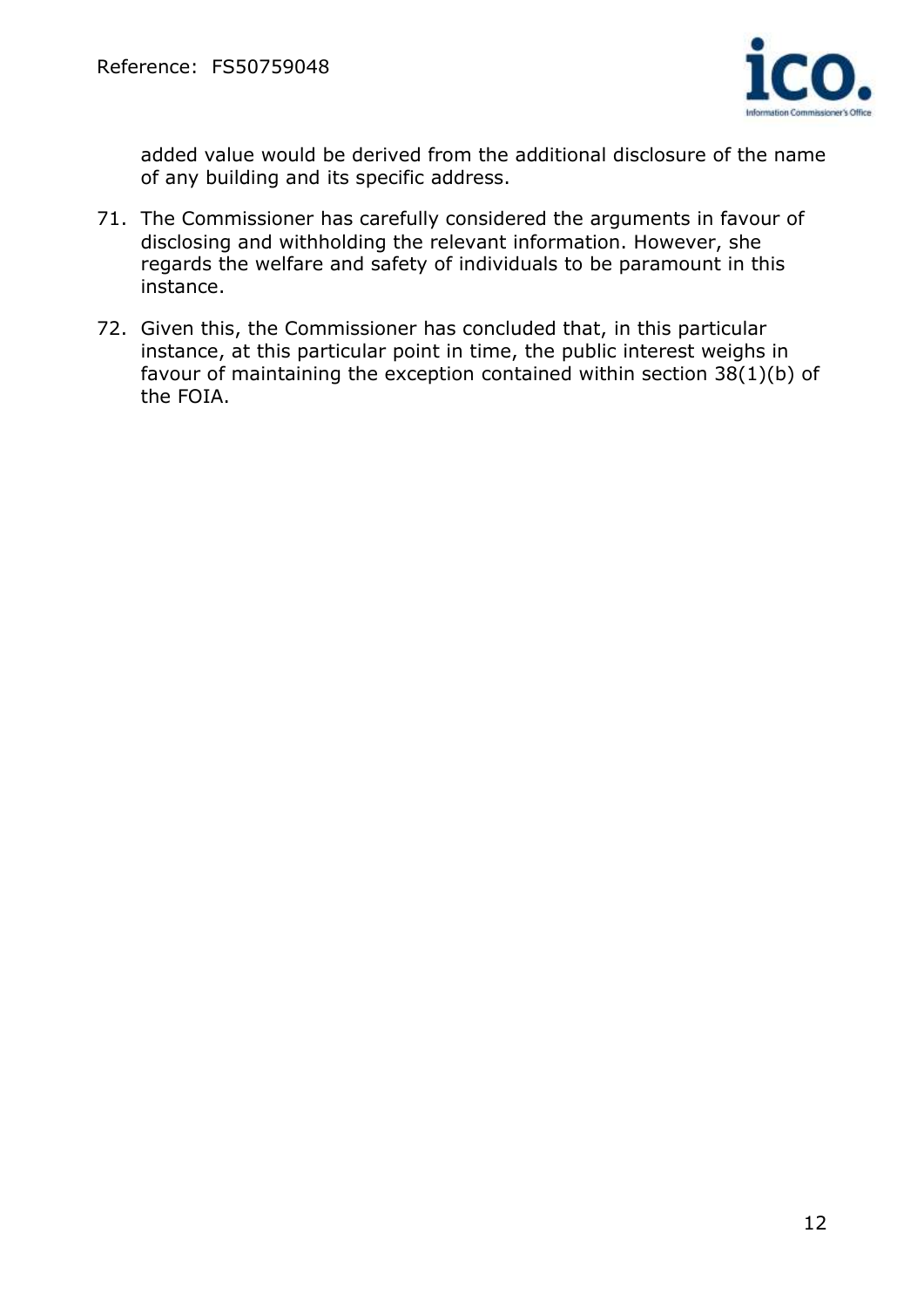added value would be derived from the additional disclosure of the name of any building and its specific address.

71. The Commissioner has carefully considered the arguments in favour of disclosing and withholding the relevant information. However, she regards the welfare and safety of individuals to be paramount in this instance.

72. Given this, the Commissioner has concluded that, in this particular instance, at this particular point in time, the public interest weighs in favour of maintaining the exception contained within section 38(1)(b) of the FOIA.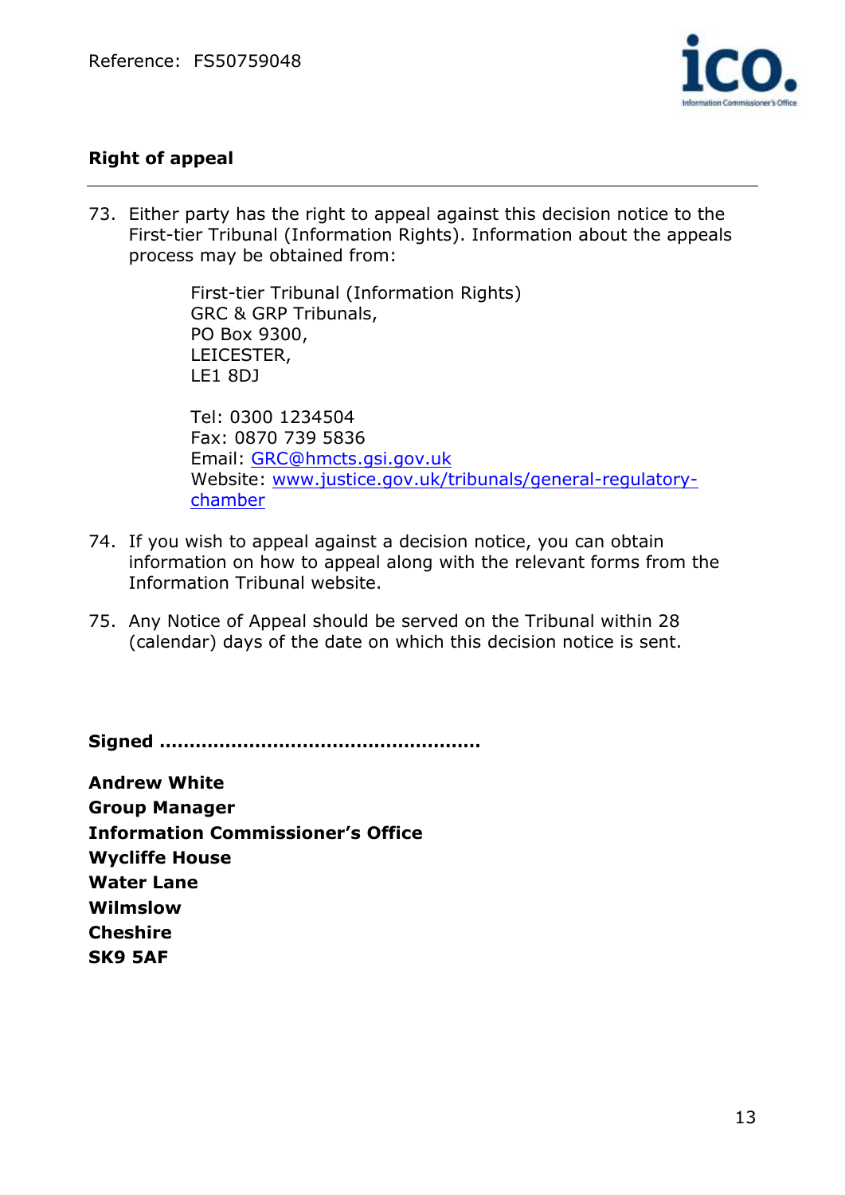## Right of appeal

73. Either party has the right to appeal against this decision notice to the First-tier Tribunal (Information Rights). Information about the appeals process may be obtained from:

    First-tier Tribunal (Information Rights)
    GRC & GRP Tribunals,
    PO Box 9300,
    LEICESTER,
    LE1 8DJ

    Tel: 0300 1234504
    Fax: 0870 739 5836
    Email: GRC@hmcts.gsi.gov.uk
    Website: www.justice.gov.uk/tribunals/general-regulatory-chamber

74. If you wish to appeal against a decision notice, you can obtain information on how to appeal along with the relevant forms from the Information Tribunal website.

75. Any Notice of Appeal should be served on the Tribunal within 28 (calendar) days of the date on which this decision notice is sent.

**Signed ………………………………………………**

**Andrew White**
**Group Manager**
**Information Commissioner's Office**
**Wycliffe House**
**Water Lane**
**Wilmslow**
**Cheshire**
**SK9 5AF**